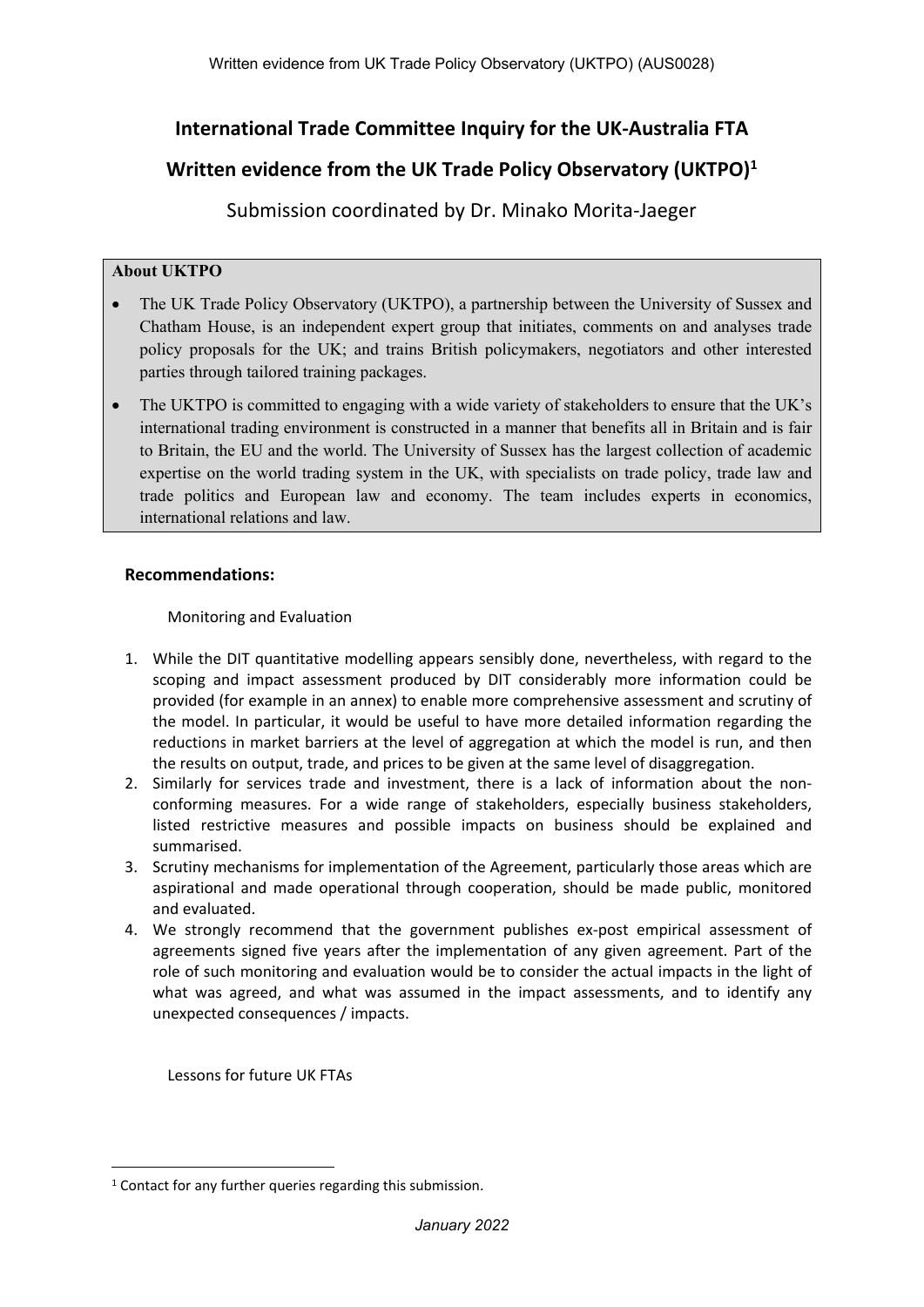# International Trade Committee Inquiry for the UK-Australia FTA

## Written evidence from the UK Trade Policy Observatory (UKTPO)[1]

Submission coordinated by Dr. Minako Morita-Jaeger

**About UKTPO**

- The UK Trade Policy Observatory (UKTPO), a partnership between the University of Sussex and Chatham House, is an independent expert group that initiates, comments on and analyses trade policy proposals for the UK; and trains British policymakers, negotiators and other interested parties through tailored training packages.
- The UKTPO is committed to engaging with a wide variety of stakeholders to ensure that the UK's international trading environment is constructed in a manner that benefits all in Britain and is fair to Britain, the EU and the world. The University of Sussex has the largest collection of academic expertise on the world trading system in the UK, with specialists on trade policy, trade law and trade politics and European law and economy. The team includes experts in economics, international relations and law.

**Recommendations:**

Monitoring and Evaluation

1. While the DIT quantitative modelling appears sensibly done, nevertheless, with regard to the scoping and impact assessment produced by DIT considerably more information could be provided (for example in an annex) to enable more comprehensive assessment and scrutiny of the model. In particular, it would be useful to have more detailed information regarding the reductions in market barriers at the level of aggregation at which the model is run, and then the results on output, trade, and prices to be given at the same level of disaggregation.
2. Similarly for services trade and investment, there is a lack of information about the non-conforming measures. For a wide range of stakeholders, especially business stakeholders, listed restrictive measures and possible impacts on business should be explained and summarised.
3. Scrutiny mechanisms for implementation of the Agreement, particularly those areas which are aspirational and made operational through cooperation, should be made public, monitored and evaluated.
4. We strongly recommend that the government publishes ex-post empirical assessment of agreements signed five years after the implementation of any given agreement. Part of the role of such monitoring and evaluation would be to consider the actual impacts in the light of what was agreed, and what was assumed in the impact assessments, and to identify any unexpected consequences / impacts.

Lessons for future UK FTAs

[1] Contact for any further queries regarding this submission.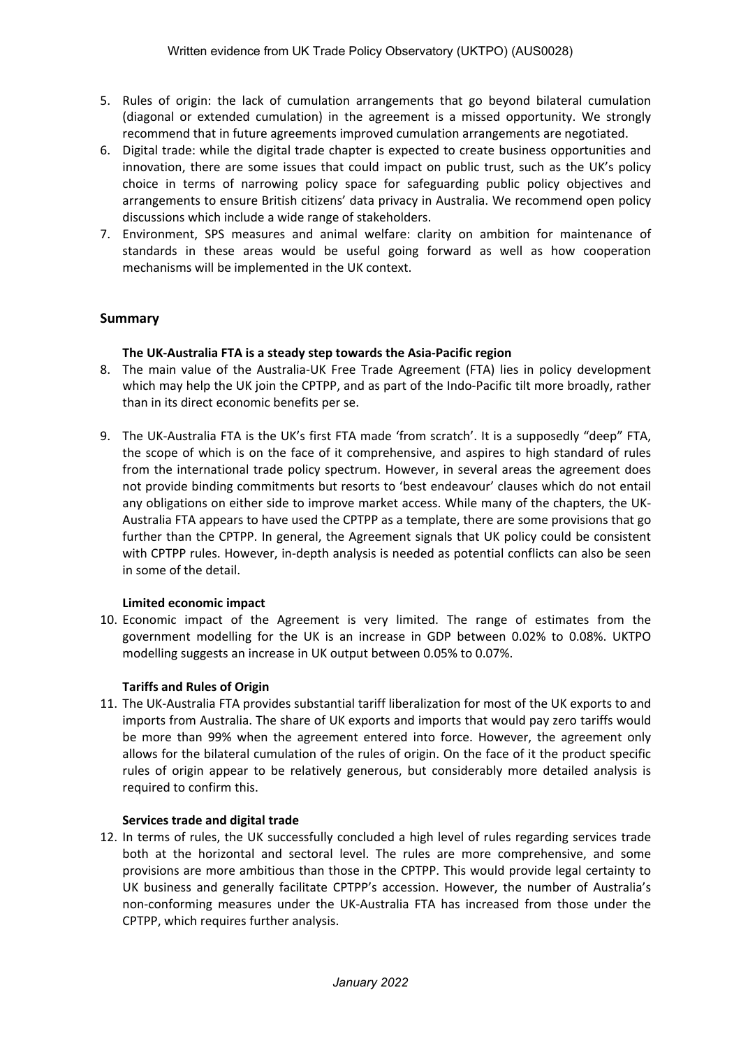5. Rules of origin: the lack of cumulation arrangements that go beyond bilateral cumulation (diagonal or extended cumulation) in the agreement is a missed opportunity. We strongly recommend that in future agreements improved cumulation arrangements are negotiated.
6. Digital trade: while the digital trade chapter is expected to create business opportunities and innovation, there are some issues that could impact on public trust, such as the UK's policy choice in terms of narrowing policy space for safeguarding public policy objectives and arrangements to ensure British citizens' data privacy in Australia. We recommend open policy discussions which include a wide range of stakeholders.
7. Environment, SPS measures and animal welfare: clarity on ambition for maintenance of standards in these areas would be useful going forward as well as how cooperation mechanisms will be implemented in the UK context.

## Summary

**The UK-Australia FTA is a steady step towards the Asia-Pacific region**

8. The main value of the Australia-UK Free Trade Agreement (FTA) lies in policy development which may help the UK join the CPTPP, and as part of the Indo-Pacific tilt more broadly, rather than in its direct economic benefits per se.

9. The UK-Australia FTA is the UK's first FTA made 'from scratch'. It is a supposedly "deep" FTA, the scope of which is on the face of it comprehensive, and aspires to high standard of rules from the international trade policy spectrum. However, in several areas the agreement does not provide binding commitments but resorts to 'best endeavour' clauses which do not entail any obligations on either side to improve market access. While many of the chapters, the UK-Australia FTA appears to have used the CPTPP as a template, there are some provisions that go further than the CPTPP. In general, the Agreement signals that UK policy could be consistent with CPTPP rules. However, in-depth analysis is needed as potential conflicts can also be seen in some of the detail.

**Limited economic impact**

10. Economic impact of the Agreement is very limited. The range of estimates from the government modelling for the UK is an increase in GDP between 0.02% to 0.08%. UKTPO modelling suggests an increase in UK output between 0.05% to 0.07%.

**Tariffs and Rules of Origin**

11. The UK-Australia FTA provides substantial tariff liberalization for most of the UK exports to and imports from Australia. The share of UK exports and imports that would pay zero tariffs would be more than 99% when the agreement entered into force. However, the agreement only allows for the bilateral cumulation of the rules of origin. On the face of it the product specific rules of origin appear to be relatively generous, but considerably more detailed analysis is required to confirm this.

**Services trade and digital trade**

12. In terms of rules, the UK successfully concluded a high level of rules regarding services trade both at the horizontal and sectoral level. The rules are more comprehensive, and some provisions are more ambitious than those in the CPTPP. This would provide legal certainty to UK business and generally facilitate CPTPP's accession. However, the number of Australia's non-conforming measures under the UK-Australia FTA has increased from those under the CPTPP, which requires further analysis.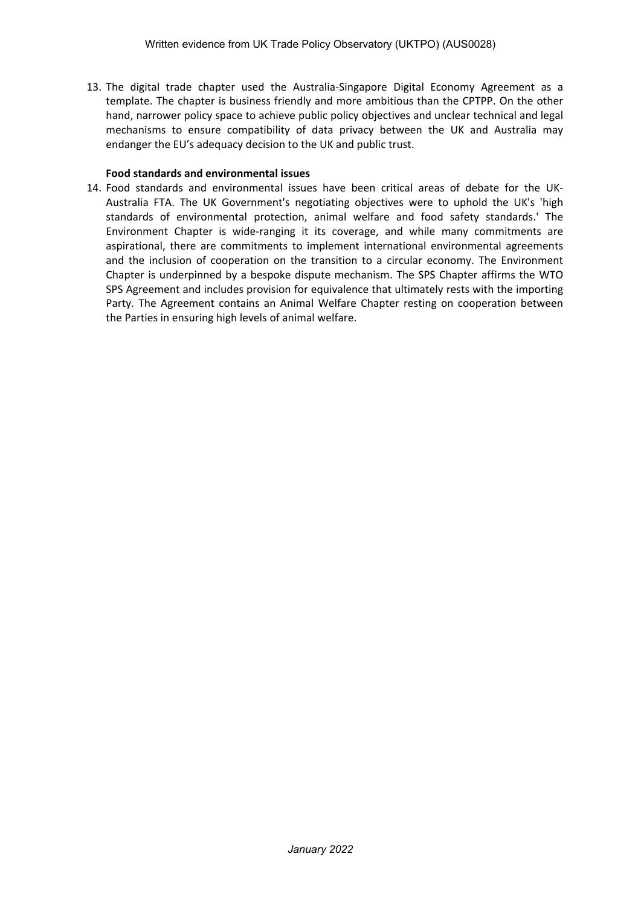13. The digital trade chapter used the Australia-Singapore Digital Economy Agreement as a template. The chapter is business friendly and more ambitious than the CPTPP. On the other hand, narrower policy space to achieve public policy objectives and unclear technical and legal mechanisms to ensure compatibility of data privacy between the UK and Australia may endanger the EU's adequacy decision to the UK and public trust.

**Food standards and environmental issues**

14. Food standards and environmental issues have been critical areas of debate for the UK-Australia FTA. The UK Government's negotiating objectives were to uphold the UK's 'high standards of environmental protection, animal welfare and food safety standards.' The Environment Chapter is wide-ranging it its coverage, and while many commitments are aspirational, there are commitments to implement international environmental agreements and the inclusion of cooperation on the transition to a circular economy. The Environment Chapter is underpinned by a bespoke dispute mechanism. The SPS Chapter affirms the WTO SPS Agreement and includes provision for equivalence that ultimately rests with the importing Party. The Agreement contains an Animal Welfare Chapter resting on cooperation between the Parties in ensuring high levels of animal welfare.

*January 2022*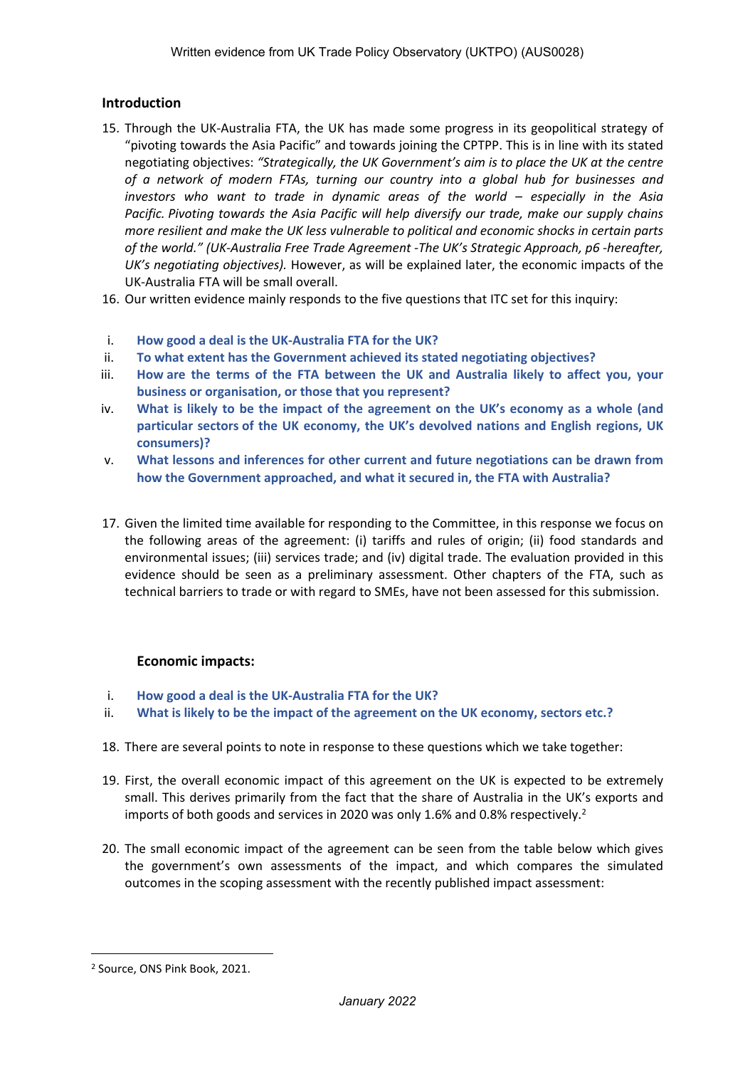Written evidence from UK Trade Policy Observatory (UKTPO) (AUS0028)

## Introduction

15. Through the UK-Australia FTA, the UK has made some progress in its geopolitical strategy of "pivoting towards the Asia Pacific" and towards joining the CPTPP. This is in line with its stated negotiating objectives: *"Strategically, the UK Government's aim is to place the UK at the centre of a network of modern FTAs, turning our country into a global hub for businesses and investors who want to trade in dynamic areas of the world – especially in the Asia Pacific. Pivoting towards the Asia Pacific will help diversify our trade, make our supply chains more resilient and make the UK less vulnerable to political and economic shocks in certain parts of the world." (UK-Australia Free Trade Agreement -The UK's Strategic Approach, p6 -hereafter, UK's negotiating objectives).* However, as will be explained later, the economic impacts of the UK-Australia FTA will be small overall.
16. Our written evidence mainly responds to the five questions that ITC set for this inquiry:

    i. **How good a deal is the UK-Australia FTA for the UK?**
    ii. **To what extent has the Government achieved its stated negotiating objectives?**
    iii. **How are the terms of the FTA between the UK and Australia likely to affect you, your business or organisation, or those that you represent?**
    iv. **What is likely to be the impact of the agreement on the UK's economy as a whole (and particular sectors of the UK economy, the UK's devolved nations and English regions, UK consumers)?**
    v. **What lessons and inferences for other current and future negotiations can be drawn from how the Government approached, and what it secured in, the FTA with Australia?**

17. Given the limited time available for responding to the Committee, in this response we focus on the following areas of the agreement: (i) tariffs and rules of origin; (ii) food standards and environmental issues; (iii) services trade; and (iv) digital trade. The evaluation provided in this evidence should be seen as a preliminary assessment. Other chapters of the FTA, such as technical barriers to trade or with regard to SMEs, have not been assessed for this submission.

### Economic impacts:

i. **How good a deal is the UK-Australia FTA for the UK?**
ii. **What is likely to be the impact of the agreement on the UK economy, sectors etc.?**

18. There are several points to note in response to these questions which we take together:
19. First, the overall economic impact of this agreement on the UK is expected to be extremely small. This derives primarily from the fact that the share of Australia in the UK's exports and imports of both goods and services in 2020 was only 1.6% and 0.8% respectively.[2]
20. The small economic impact of the agreement can be seen from the table below which gives the government's own assessments of the impact, and which compares the simulated outcomes in the scoping assessment with the recently published impact assessment:

[2] Source, ONS Pink Book, 2021.

January 2022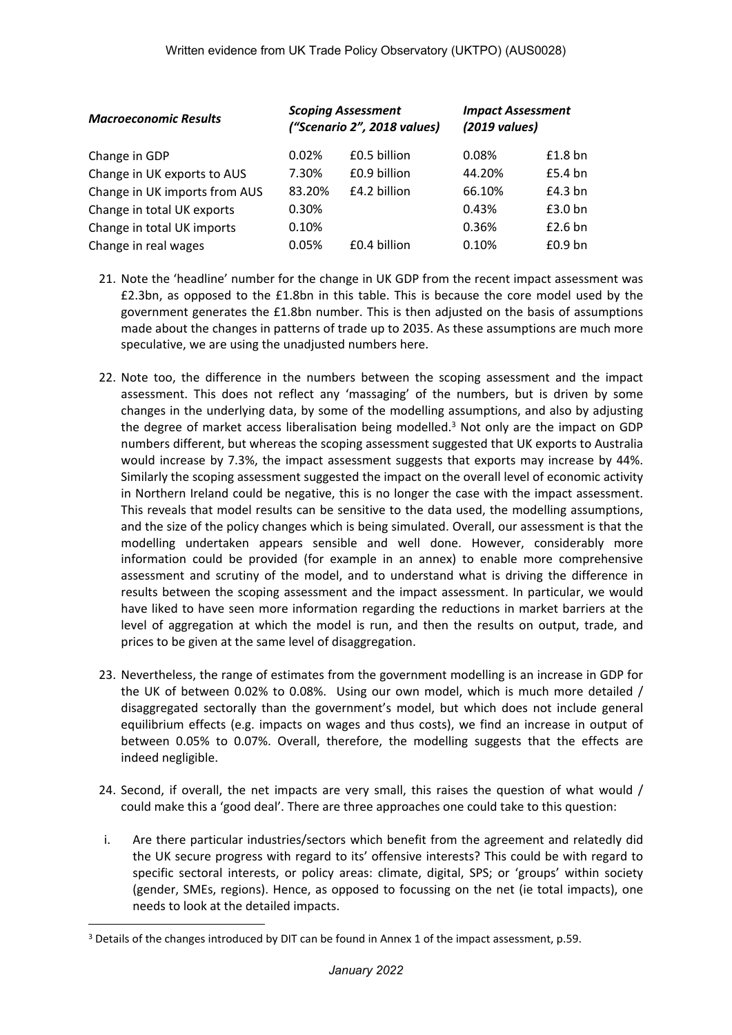| *Macroeconomic Results* | ***Scoping Assessment (“Scenario 2”, 2018 values)*** | | ***Impact Assessment (2019 values)*** | |
|---|---|---|---|---|
| Change in GDP | 0.02% | £0.5 billion | 0.08% | £1.8 bn |
| Change in UK exports to AUS | 7.30% | £0.9 billion | 44.20% | £5.4 bn |
| Change in UK imports from AUS | 83.20% | £4.2 billion | 66.10% | £4.3 bn |
| Change in total UK exports | 0.30% | | 0.43% | £3.0 bn |
| Change in total UK imports | 0.10% | | 0.36% | £2.6 bn |
| Change in real wages | 0.05% | £0.4 billion | 0.10% | £0.9 bn |

21. Note the ‘headline’ number for the change in UK GDP from the recent impact assessment was £2.3bn, as opposed to the £1.8bn in this table. This is because the core model used by the government generates the £1.8bn number. This is then adjusted on the basis of assumptions made about the changes in patterns of trade up to 2035. As these assumptions are much more speculative, we are using the unadjusted numbers here.

22. Note too, the difference in the numbers between the scoping assessment and the impact assessment. This does not reflect any ‘massaging’ of the numbers, but is driven by some changes in the underlying data, by some of the modelling assumptions, and also by adjusting the degree of market access liberalisation being modelled.[3] Not only are the impact on GDP numbers different, but whereas the scoping assessment suggested that UK exports to Australia would increase by 7.3%, the impact assessment suggests that exports may increase by 44%. Similarly the scoping assessment suggested the impact on the overall level of economic activity in Northern Ireland could be negative, this is no longer the case with the impact assessment. This reveals that model results can be sensitive to the data used, the modelling assumptions, and the size of the policy changes which is being simulated. Overall, our assessment is that the modelling undertaken appears sensible and well done. However, considerably more information could be provided (for example in an annex) to enable more comprehensive assessment and scrutiny of the model, and to understand what is driving the difference in results between the scoping assessment and the impact assessment. In particular, we would have liked to have seen more information regarding the reductions in market barriers at the level of aggregation at which the model is run, and then the results on output, trade, and prices to be given at the same level of disaggregation.

23. Nevertheless, the range of estimates from the government modelling is an increase in GDP for the UK of between 0.02% to 0.08%. Using our own model, which is much more detailed / disaggregated sectorally than the government’s model, but which does not include general equilibrium effects (e.g. impacts on wages and thus costs), we find an increase in output of between 0.05% to 0.07%. Overall, therefore, the modelling suggests that the effects are indeed negligible.

24. Second, if overall, the net impacts are very small, this raises the question of what would / could make this a ‘good deal’. There are three approaches one could take to this question:

i. Are there particular industries/sectors which benefit from the agreement and relatedly did the UK secure progress with regard to its’ offensive interests? This could be with regard to specific sectoral interests, or policy areas: climate, digital, SPS; or ‘groups’ within society (gender, SMEs, regions). Hence, as opposed to focussing on the net (ie total impacts), one needs to look at the detailed impacts.

[3] Details of the changes introduced by DIT can be found in Annex 1 of the impact assessment, p.59.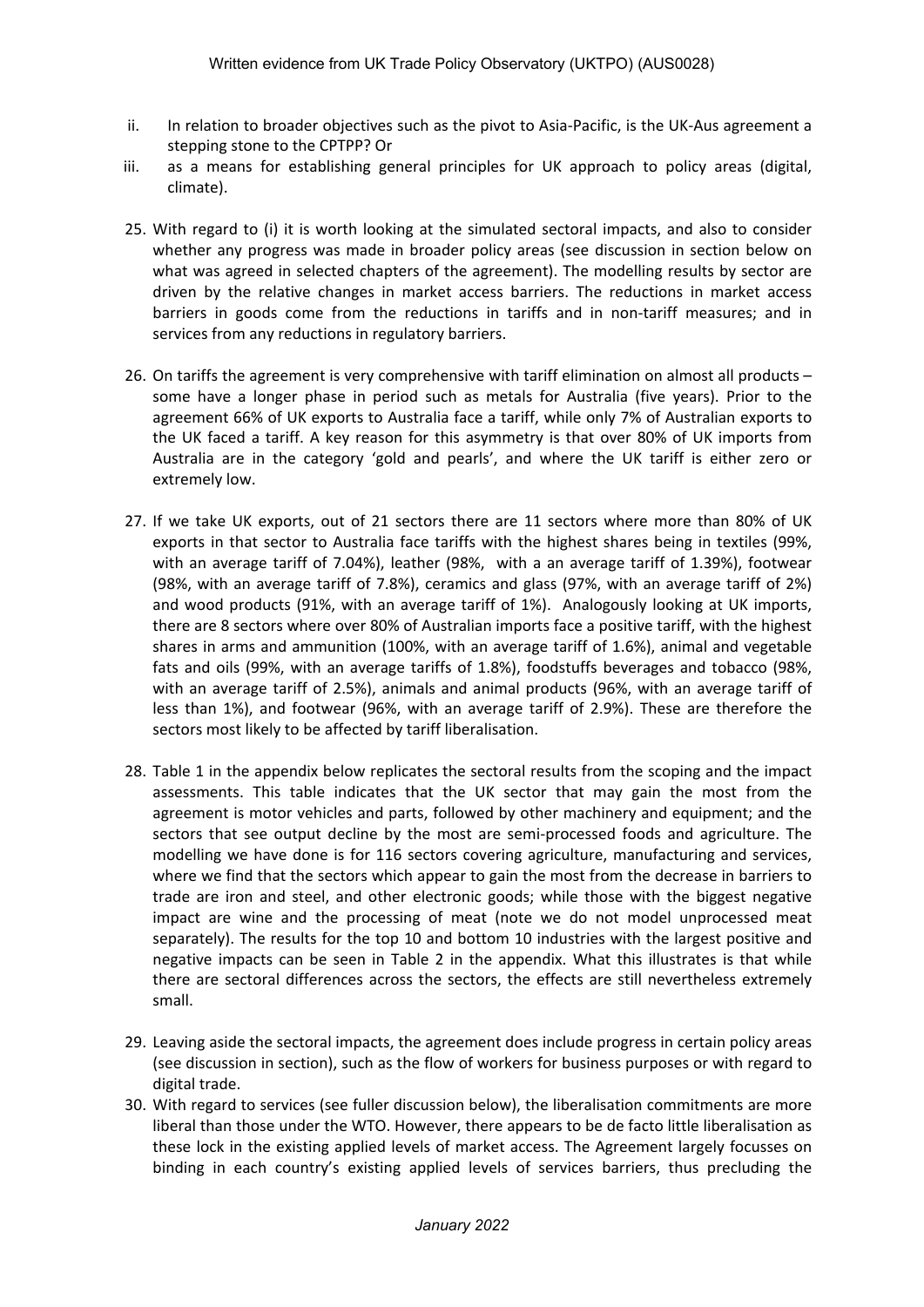ii. In relation to broader objectives such as the pivot to Asia-Pacific, is the UK-Aus agreement a stepping stone to the CPTPP? Or

iii. as a means for establishing general principles for UK approach to policy areas (digital, climate).

25. With regard to (i) it is worth looking at the simulated sectoral impacts, and also to consider whether any progress was made in broader policy areas (see discussion in section below on what was agreed in selected chapters of the agreement). The modelling results by sector are driven by the relative changes in market access barriers. The reductions in market access barriers in goods come from the reductions in tariffs and in non-tariff measures; and in services from any reductions in regulatory barriers.

26. On tariffs the agreement is very comprehensive with tariff elimination on almost all products – some have a longer phase in period such as metals for Australia (five years). Prior to the agreement 66% of UK exports to Australia face a tariff, while only 7% of Australian exports to the UK faced a tariff. A key reason for this asymmetry is that over 80% of UK imports from Australia are in the category 'gold and pearls', and where the UK tariff is either zero or extremely low.

27. If we take UK exports, out of 21 sectors there are 11 sectors where more than 80% of UK exports in that sector to Australia face tariffs with the highest shares being in textiles (99%, with an average tariff of 7.04%), leather (98%, with a an average tariff of 1.39%), footwear (98%, with an average tariff of 7.8%), ceramics and glass (97%, with an average tariff of 2%) and wood products (91%, with an average tariff of 1%). Analogously looking at UK imports, there are 8 sectors where over 80% of Australian imports face a positive tariff, with the highest shares in arms and ammunition (100%, with an average tariff of 1.6%), animal and vegetable fats and oils (99%, with an average tariffs of 1.8%), foodstuffs beverages and tobacco (98%, with an average tariff of 2.5%), animals and animal products (96%, with an average tariff of less than 1%), and footwear (96%, with an average tariff of 2.9%). These are therefore the sectors most likely to be affected by tariff liberalisation.

28. Table 1 in the appendix below replicates the sectoral results from the scoping and the impact assessments. This table indicates that the UK sector that may gain the most from the agreement is motor vehicles and parts, followed by other machinery and equipment; and the sectors that see output decline by the most are semi-processed foods and agriculture. The modelling we have done is for 116 sectors covering agriculture, manufacturing and services, where we find that the sectors which appear to gain the most from the decrease in barriers to trade are iron and steel, and other electronic goods; while those with the biggest negative impact are wine and the processing of meat (note we do not model unprocessed meat separately). The results for the top 10 and bottom 10 industries with the largest positive and negative impacts can be seen in Table 2 in the appendix. What this illustrates is that while there are sectoral differences across the sectors, the effects are still nevertheless extremely small.

29. Leaving aside the sectoral impacts, the agreement does include progress in certain policy areas (see discussion in section), such as the flow of workers for business purposes or with regard to digital trade.

30. With regard to services (see fuller discussion below), the liberalisation commitments are more liberal than those under the WTO. However, there appears to be de facto little liberalisation as these lock in the existing applied levels of market access. The Agreement largely focusses on binding in each country's existing applied levels of services barriers, thus precluding the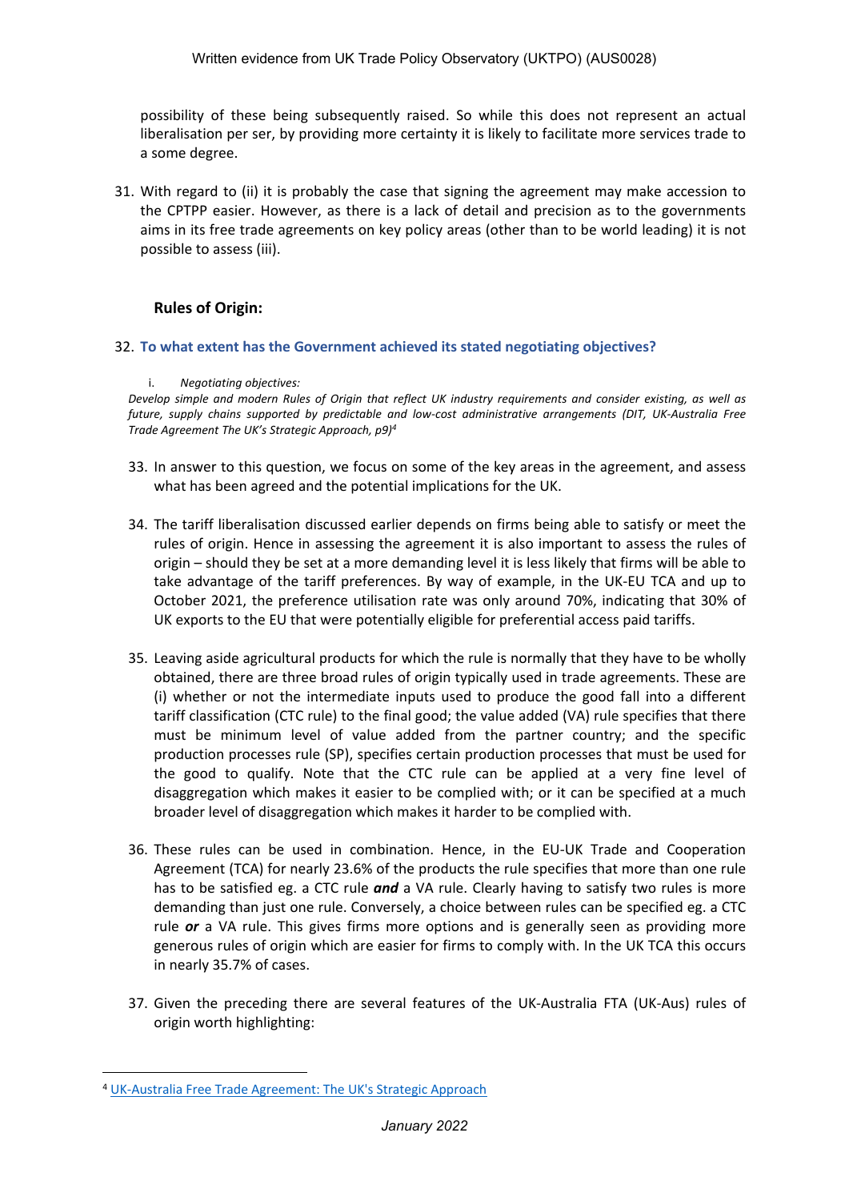possibility of these being subsequently raised. So while this does not represent an actual liberalisation per ser, by providing more certainty it is likely to facilitate more services trade to a some degree.

31. With regard to (ii) it is probably the case that signing the agreement may make accession to the CPTPP easier. However, as there is a lack of detail and precision as to the governments aims in its free trade agreements on key policy areas (other than to be world leading) it is not possible to assess (iii).

### Rules of Origin:

32. **To what extent has the Government achieved its stated negotiating objectives?**

    i. *Negotiating objectives:*

*Develop simple and modern Rules of Origin that reflect UK industry requirements and consider existing, as well as future, supply chains supported by predictable and low-cost administrative arrangements (DIT, UK-Australia Free Trade Agreement The UK's Strategic Approach, p9)*[4]

33. In answer to this question, we focus on some of the key areas in the agreement, and assess what has been agreed and the potential implications for the UK.

34. The tariff liberalisation discussed earlier depends on firms being able to satisfy or meet the rules of origin. Hence in assessing the agreement it is also important to assess the rules of origin – should they be set at a more demanding level it is less likely that firms will be able to take advantage of the tariff preferences. By way of example, in the UK-EU TCA and up to October 2021, the preference utilisation rate was only around 70%, indicating that 30% of UK exports to the EU that were potentially eligible for preferential access paid tariffs.

35. Leaving aside agricultural products for which the rule is normally that they have to be wholly obtained, there are three broad rules of origin typically used in trade agreements. These are (i) whether or not the intermediate inputs used to produce the good fall into a different tariff classification (CTC rule) to the final good; the value added (VA) rule specifies that there must be minimum level of value added from the partner country; and the specific production processes rule (SP), specifies certain production processes that must be used for the good to qualify. Note that the CTC rule can be applied at a very fine level of disaggregation which makes it easier to be complied with; or it can be specified at a much broader level of disaggregation which makes it harder to be complied with.

36. These rules can be used in combination. Hence, in the EU-UK Trade and Cooperation Agreement (TCA) for nearly 23.6% of the products the rule specifies that more than one rule has to be satisfied eg. a CTC rule ***and*** a VA rule. Clearly having to satisfy two rules is more demanding than just one rule. Conversely, a choice between rules can be specified eg. a CTC rule ***or*** a VA rule. This gives firms more options and is generally seen as providing more generous rules of origin which are easier for firms to comply with. In the UK TCA this occurs in nearly 35.7% of cases.

37. Given the preceding there are several features of the UK-Australia FTA (UK-Aus) rules of origin worth highlighting:

---

[4] UK-Australia Free Trade Agreement: The UK's Strategic Approach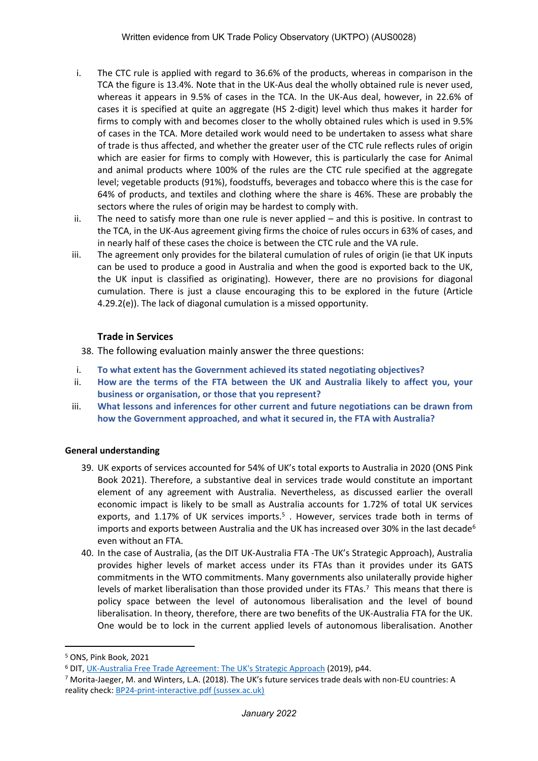i. The CTC rule is applied with regard to 36.6% of the products, whereas in comparison in the TCA the figure is 13.4%. Note that in the UK-Aus deal the wholly obtained rule is never used, whereas it appears in 9.5% of cases in the TCA. In the UK-Aus deal, however, in 22.6% of cases it is specified at quite an aggregate (HS 2-digit) level which thus makes it harder for firms to comply with and becomes closer to the wholly obtained rules which is used in 9.5% of cases in the TCA. More detailed work would need to be undertaken to assess what share of trade is thus affected, and whether the greater user of the CTC rule reflects rules of origin which are easier for firms to comply with However, this is particularly the case for Animal and animal products where 100% of the rules are the CTC rule specified at the aggregate level; vegetable products (91%), foodstuffs, beverages and tobacco where this is the case for 64% of products, and textiles and clothing where the share is 46%. These are probably the sectors where the rules of origin may be hardest to comply with.

ii. The need to satisfy more than one rule is never applied – and this is positive. In contrast to the TCA, in the UK-Aus agreement giving firms the choice of rules occurs in 63% of cases, and in nearly half of these cases the choice is between the CTC rule and the VA rule.

iii. The agreement only provides for the bilateral cumulation of rules of origin (ie that UK inputs can be used to produce a good in Australia and when the good is exported back to the UK, the UK input is classified as originating). However, there are no provisions for diagonal cumulation. There is just a clause encouraging this to be explored in the future (Article 4.29.2(e)). The lack of diagonal cumulation is a missed opportunity.

### Trade in Services

38. The following evaluation mainly answer the three questions:

i. **To what extent has the Government achieved its stated negotiating objectives?**

ii. **How are the terms of the FTA between the UK and Australia likely to affect you, your business or organisation, or those that you represent?**

iii. **What lessons and inferences for other current and future negotiations can be drawn from how the Government approached, and what it secured in, the FTA with Australia?**

**General understanding**

39. UK exports of services accounted for 54% of UK's total exports to Australia in 2020 (ONS Pink Book 2021). Therefore, a substantive deal in services trade would constitute an important element of any agreement with Australia. Nevertheless, as discussed earlier the overall economic impact is likely to be small as Australia accounts for 1.72% of total UK services exports, and 1.17% of UK services imports.[5] . However, services trade both in terms of imports and exports between Australia and the UK has increased over 30% in the last decade[6] even without an FTA.

40. In the case of Australia, (as the DIT UK-Australia FTA -The UK's Strategic Approach), Australia provides higher levels of market access under its FTAs than it provides under its GATS commitments in the WTO commitments. Many governments also unilaterally provide higher levels of market liberalisation than those provided under its FTAs.[7] This means that there is policy space between the level of autonomous liberalisation and the level of bound liberalisation. In theory, therefore, there are two benefits of the UK-Australia FTA for the UK. One would be to lock in the current applied levels of autonomous liberalisation. Another

[5] ONS, Pink Book, 2021

[6] DIT, UK-Australia Free Trade Agreement: The UK's Strategic Approach (2019), p44.

[7] Morita-Jaeger, M. and Winters, L.A. (2018). The UK's future services trade deals with non-EU countries: A reality check: BP24-print-interactive.pdf (sussex.ac.uk)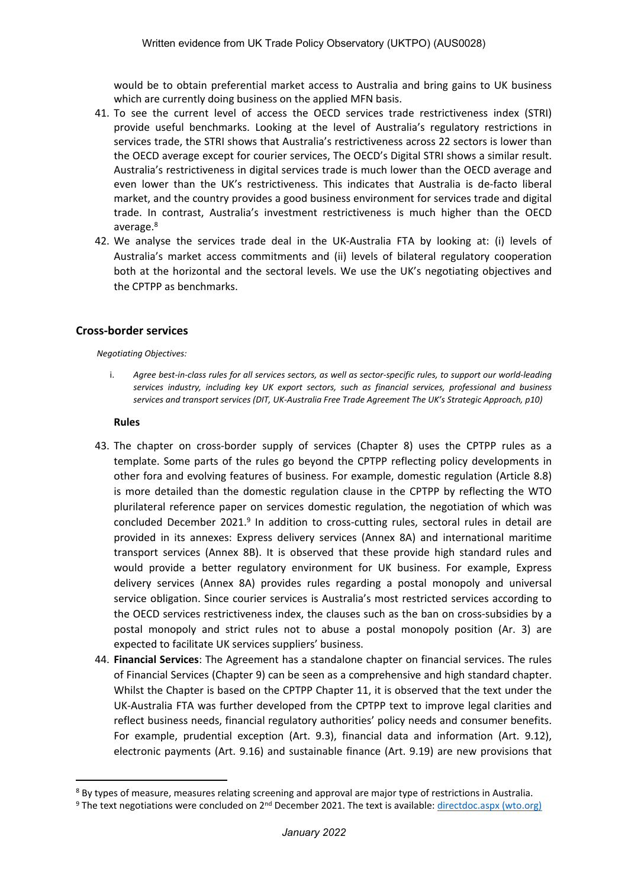would be to obtain preferential market access to Australia and bring gains to UK business which are currently doing business on the applied MFN basis.

41. To see the current level of access the OECD services trade restrictiveness index (STRI) provide useful benchmarks. Looking at the level of Australia's regulatory restrictions in services trade, the STRI shows that Australia's restrictiveness across 22 sectors is lower than the OECD average except for courier services, The OECD's Digital STRI shows a similar result. Australia's restrictiveness in digital services trade is much lower than the OECD average and even lower than the UK's restrictiveness. This indicates that Australia is de-facto liberal market, and the country provides a good business environment for services trade and digital trade. In contrast, Australia's investment restrictiveness is much higher than the OECD average.[8]
42. We analyse the services trade deal in the UK-Australia FTA by looking at: (i) levels of Australia's market access commitments and (ii) levels of bilateral regulatory cooperation both at the horizontal and the sectoral levels. We use the UK's negotiating objectives and the CPTPP as benchmarks.

## Cross-border services

*Negotiating Objectives:*

i. *Agree best-in-class rules for all services sectors, as well as sector-specific rules, to support our world-leading services industry, including key UK export sectors, such as financial services, professional and business services and transport services (DIT, UK-Australia Free Trade Agreement The UK's Strategic Approach, p10)*

**Rules**

43. The chapter on cross-border supply of services (Chapter 8) uses the CPTPP rules as a template. Some parts of the rules go beyond the CPTPP reflecting policy developments in other fora and evolving features of business. For example, domestic regulation (Article 8.8) is more detailed than the domestic regulation clause in the CPTPP by reflecting the WTO plurilateral reference paper on services domestic regulation, the negotiation of which was concluded December 2021.[9] In addition to cross-cutting rules, sectoral rules in detail are provided in its annexes: Express delivery services (Annex 8A) and international maritime transport services (Annex 8B). It is observed that these provide high standard rules and would provide a better regulatory environment for UK business. For example, Express delivery services (Annex 8A) provides rules regarding a postal monopoly and universal service obligation. Since courier services is Australia's most restricted services according to the OECD services restrictiveness index, the clauses such as the ban on cross-subsidies by a postal monopoly and strict rules not to abuse a postal monopoly position (Ar. 3) are expected to facilitate UK services suppliers' business.
44. **Financial Services**: The Agreement has a standalone chapter on financial services. The rules of Financial Services (Chapter 9) can be seen as a comprehensive and high standard chapter. Whilst the Chapter is based on the CPTPP Chapter 11, it is observed that the text under the UK-Australia FTA was further developed from the CPTPP text to improve legal clarities and reflect business needs, financial regulatory authorities' policy needs and consumer benefits. For example, prudential exception (Art. 9.3), financial data and information (Art. 9.12), electronic payments (Art. 9.16) and sustainable finance (Art. 9.19) are new provisions that

[8] By types of measure, measures relating screening and approval are major type of restrictions in Australia.

[9] The text negotiations were concluded on 2nd December 2021. The text is available: directdoc.aspx (wto.org)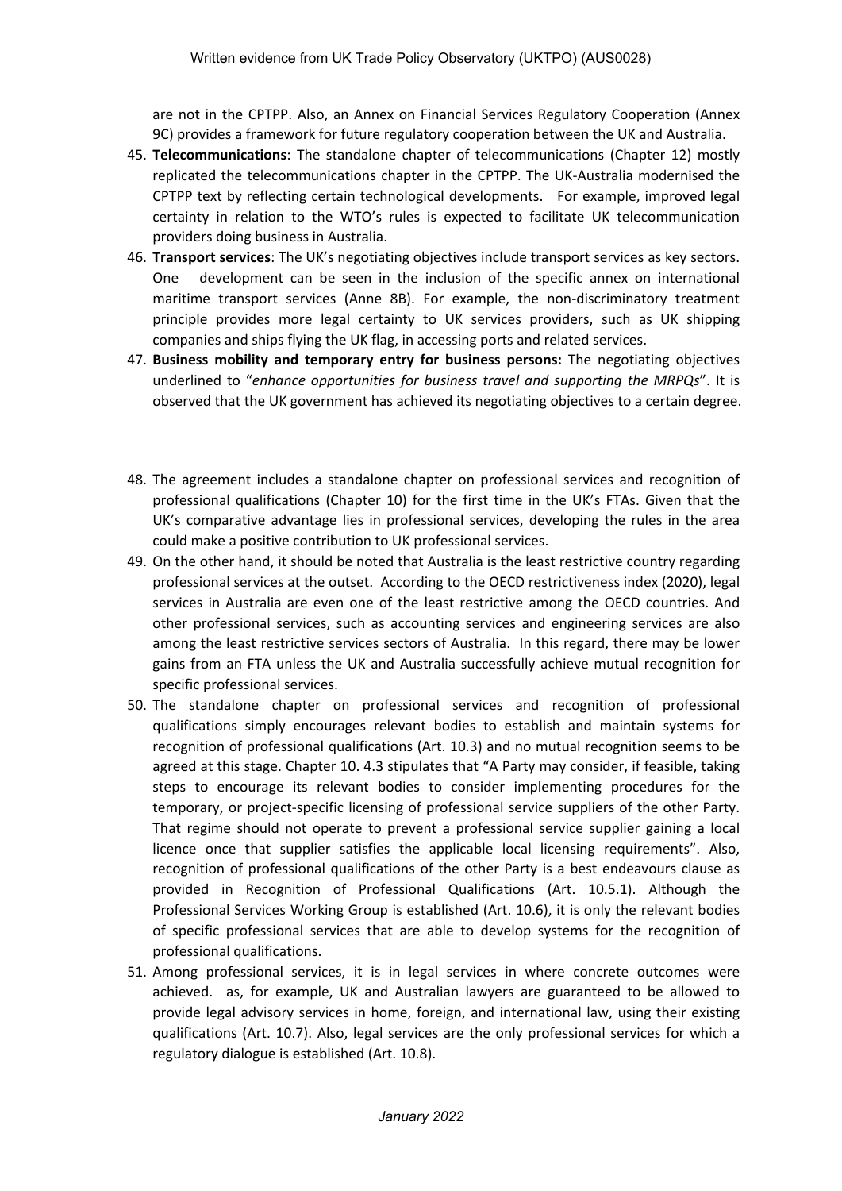are not in the CPTPP. Also, an Annex on Financial Services Regulatory Cooperation (Annex 9C) provides a framework for future regulatory cooperation between the UK and Australia.

45. **Telecommunications**: The standalone chapter of telecommunications (Chapter 12) mostly replicated the telecommunications chapter in the CPTPP. The UK-Australia modernised the CPTPP text by reflecting certain technological developments. For example, improved legal certainty in relation to the WTO's rules is expected to facilitate UK telecommunication providers doing business in Australia.
46. **Transport services**: The UK's negotiating objectives include transport services as key sectors. One development can be seen in the inclusion of the specific annex on international maritime transport services (Anne 8B). For example, the non-discriminatory treatment principle provides more legal certainty to UK services providers, such as UK shipping companies and ships flying the UK flag, in accessing ports and related services.
47. **Business mobility and temporary entry for business persons:** The negotiating objectives underlined to "*enhance opportunities for business travel and supporting the MRPQs*". It is observed that the UK government has achieved its negotiating objectives to a certain degree.
48. The agreement includes a standalone chapter on professional services and recognition of professional qualifications (Chapter 10) for the first time in the UK's FTAs. Given that the UK's comparative advantage lies in professional services, developing the rules in the area could make a positive contribution to UK professional services.
49. On the other hand, it should be noted that Australia is the least restrictive country regarding professional services at the outset. According to the OECD restrictiveness index (2020), legal services in Australia are even one of the least restrictive among the OECD countries. And other professional services, such as accounting services and engineering services are also among the least restrictive services sectors of Australia. In this regard, there may be lower gains from an FTA unless the UK and Australia successfully achieve mutual recognition for specific professional services.
50. The standalone chapter on professional services and recognition of professional qualifications simply encourages relevant bodies to establish and maintain systems for recognition of professional qualifications (Art. 10.3) and no mutual recognition seems to be agreed at this stage. Chapter 10. 4.3 stipulates that "A Party may consider, if feasible, taking steps to encourage its relevant bodies to consider implementing procedures for the temporary, or project-specific licensing of professional service suppliers of the other Party. That regime should not operate to prevent a professional service supplier gaining a local licence once that supplier satisfies the applicable local licensing requirements". Also, recognition of professional qualifications of the other Party is a best endeavours clause as provided in Recognition of Professional Qualifications (Art. 10.5.1). Although the Professional Services Working Group is established (Art. 10.6), it is only the relevant bodies of specific professional services that are able to develop systems for the recognition of professional qualifications.
51. Among professional services, it is in legal services in where concrete outcomes were achieved. as, for example, UK and Australian lawyers are guaranteed to be allowed to provide legal advisory services in home, foreign, and international law, using their existing qualifications (Art. 10.7). Also, legal services are the only professional services for which a regulatory dialogue is established (Art. 10.8).

*January 2022*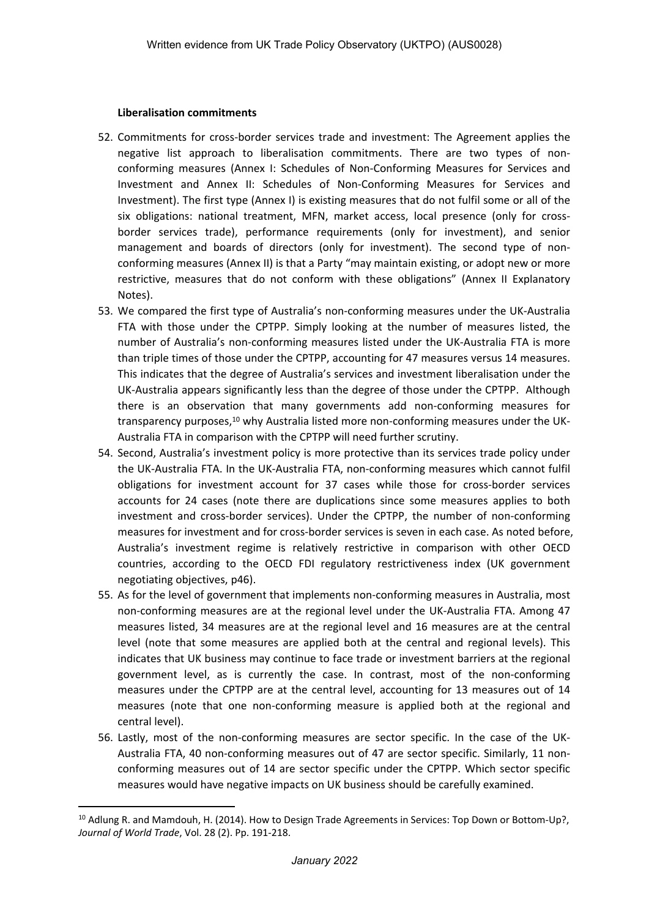**Liberalisation commitments**

52. Commitments for cross-border services trade and investment: The Agreement applies the negative list approach to liberalisation commitments. There are two types of non-conforming measures (Annex I: Schedules of Non-Conforming Measures for Services and Investment and Annex II: Schedules of Non-Conforming Measures for Services and Investment). The first type (Annex I) is existing measures that do not fulfil some or all of the six obligations: national treatment, MFN, market access, local presence (only for cross-border services trade), performance requirements (only for investment), and senior management and boards of directors (only for investment). The second type of non-conforming measures (Annex II) is that a Party "may maintain existing, or adopt new or more restrictive, measures that do not conform with these obligations" (Annex II Explanatory Notes).
53. We compared the first type of Australia's non-conforming measures under the UK-Australia FTA with those under the CPTPP. Simply looking at the number of measures listed, the number of Australia's non-conforming measures listed under the UK-Australia FTA is more than triple times of those under the CPTPP, accounting for 47 measures versus 14 measures. This indicates that the degree of Australia's services and investment liberalisation under the UK-Australia appears significantly less than the degree of those under the CPTPP. Although there is an observation that many governments add non-conforming measures for transparency purposes,[10] why Australia listed more non-conforming measures under the UK-Australia FTA in comparison with the CPTPP will need further scrutiny.
54. Second, Australia's investment policy is more protective than its services trade policy under the UK-Australia FTA. In the UK-Australia FTA, non-conforming measures which cannot fulfil obligations for investment account for 37 cases while those for cross-border services accounts for 24 cases (note there are duplications since some measures applies to both investment and cross-border services). Under the CPTPP, the number of non-conforming measures for investment and for cross-border services is seven in each case. As noted before, Australia's investment regime is relatively restrictive in comparison with other OECD countries, according to the OECD FDI regulatory restrictiveness index (UK government negotiating objectives, p46).
55. As for the level of government that implements non-conforming measures in Australia, most non-conforming measures are at the regional level under the UK-Australia FTA. Among 47 measures listed, 34 measures are at the regional level and 16 measures are at the central level (note that some measures are applied both at the central and regional levels). This indicates that UK business may continue to face trade or investment barriers at the regional government level, as is currently the case. In contrast, most of the non-conforming measures under the CPTPP are at the central level, accounting for 13 measures out of 14 measures (note that one non-conforming measure is applied both at the regional and central level).
56. Lastly, most of the non-conforming measures are sector specific. In the case of the UK-Australia FTA, 40 non-conforming measures out of 47 are sector specific. Similarly, 11 non-conforming measures out of 14 are sector specific under the CPTPP. Which sector specific measures would have negative impacts on UK business should be carefully examined.

[10] Adlung R. and Mamdouh, H. (2014). How to Design Trade Agreements in Services: Top Down or Bottom-Up?, *Journal of World Trade*, Vol. 28 (2). Pp. 191-218.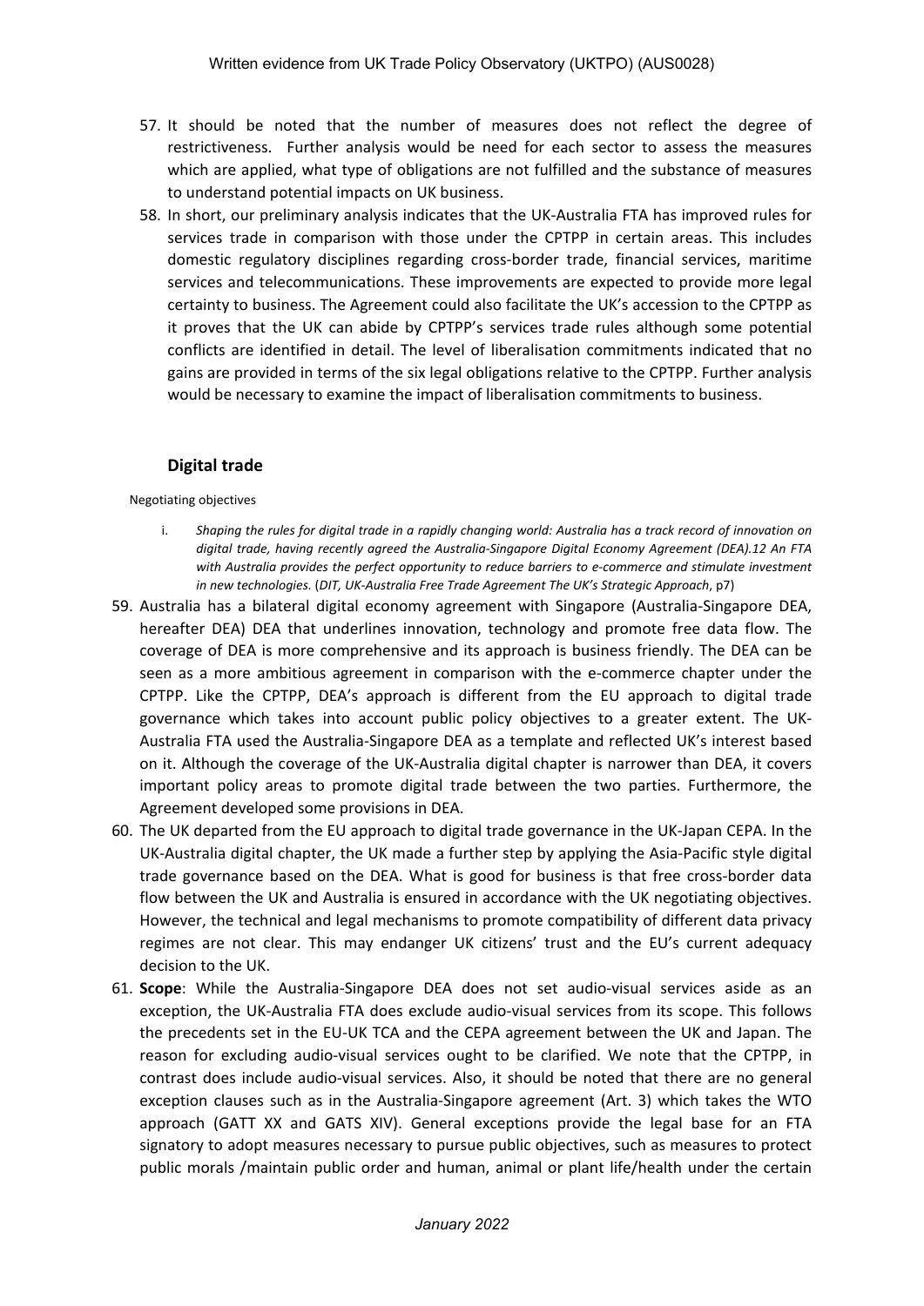57. It should be noted that the number of measures does not reflect the degree of restrictiveness. Further analysis would be need for each sector to assess the measures which are applied, what type of obligations are not fulfilled and the substance of measures to understand potential impacts on UK business.
58. In short, our preliminary analysis indicates that the UK-Australia FTA has improved rules for services trade in comparison with those under the CPTPP in certain areas. This includes domestic regulatory disciplines regarding cross-border trade, financial services, maritime services and telecommunications. These improvements are expected to provide more legal certainty to business. The Agreement could also facilitate the UK's accession to the CPTPP as it proves that the UK can abide by CPTPP's services trade rules although some potential conflicts are identified in detail. The level of liberalisation commitments indicated that no gains are provided in terms of the six legal obligations relative to the CPTPP. Further analysis would be necessary to examine the impact of liberalisation commitments to business.

## Digital trade

Negotiating objectives

i. *Shaping the rules for digital trade in a rapidly changing world: Australia has a track record of innovation on digital trade, having recently agreed the Australia-Singapore Digital Economy Agreement (DEA).12 An FTA with Australia provides the perfect opportunity to reduce barriers to e-commerce and stimulate investment in new technologies.* (*DIT, UK-Australia Free Trade Agreement The UK's Strategic Approach*, p7)

59. Australia has a bilateral digital economy agreement with Singapore (Australia-Singapore DEA, hereafter DEA) DEA that underlines innovation, technology and promote free data flow. The coverage of DEA is more comprehensive and its approach is business friendly. The DEA can be seen as a more ambitious agreement in comparison with the e-commerce chapter under the CPTPP. Like the CPTPP, DEA's approach is different from the EU approach to digital trade governance which takes into account public policy objectives to a greater extent. The UK-Australia FTA used the Australia-Singapore DEA as a template and reflected UK's interest based on it. Although the coverage of the UK-Australia digital chapter is narrower than DEA, it covers important policy areas to promote digital trade between the two parties. Furthermore, the Agreement developed some provisions in DEA.
60. The UK departed from the EU approach to digital trade governance in the UK-Japan CEPA. In the UK-Australia digital chapter, the UK made a further step by applying the Asia-Pacific style digital trade governance based on the DEA. What is good for business is that free cross-border data flow between the UK and Australia is ensured in accordance with the UK negotiating objectives. However, the technical and legal mechanisms to promote compatibility of different data privacy regimes are not clear. This may endanger UK citizens' trust and the EU's current adequacy decision to the UK.
61. **Scope**: While the Australia-Singapore DEA does not set audio-visual services aside as an exception, the UK-Australia FTA does exclude audio-visual services from its scope. This follows the precedents set in the EU-UK TCA and the CEPA agreement between the UK and Japan. The reason for excluding audio-visual services ought to be clarified. We note that the CPTPP, in contrast does include audio-visual services. Also, it should be noted that there are no general exception clauses such as in the Australia-Singapore agreement (Art. 3) which takes the WTO approach (GATT XX and GATS XIV). General exceptions provide the legal base for an FTA signatory to adopt measures necessary to pursue public objectives, such as measures to protect public morals /maintain public order and human, animal or plant life/health under the certain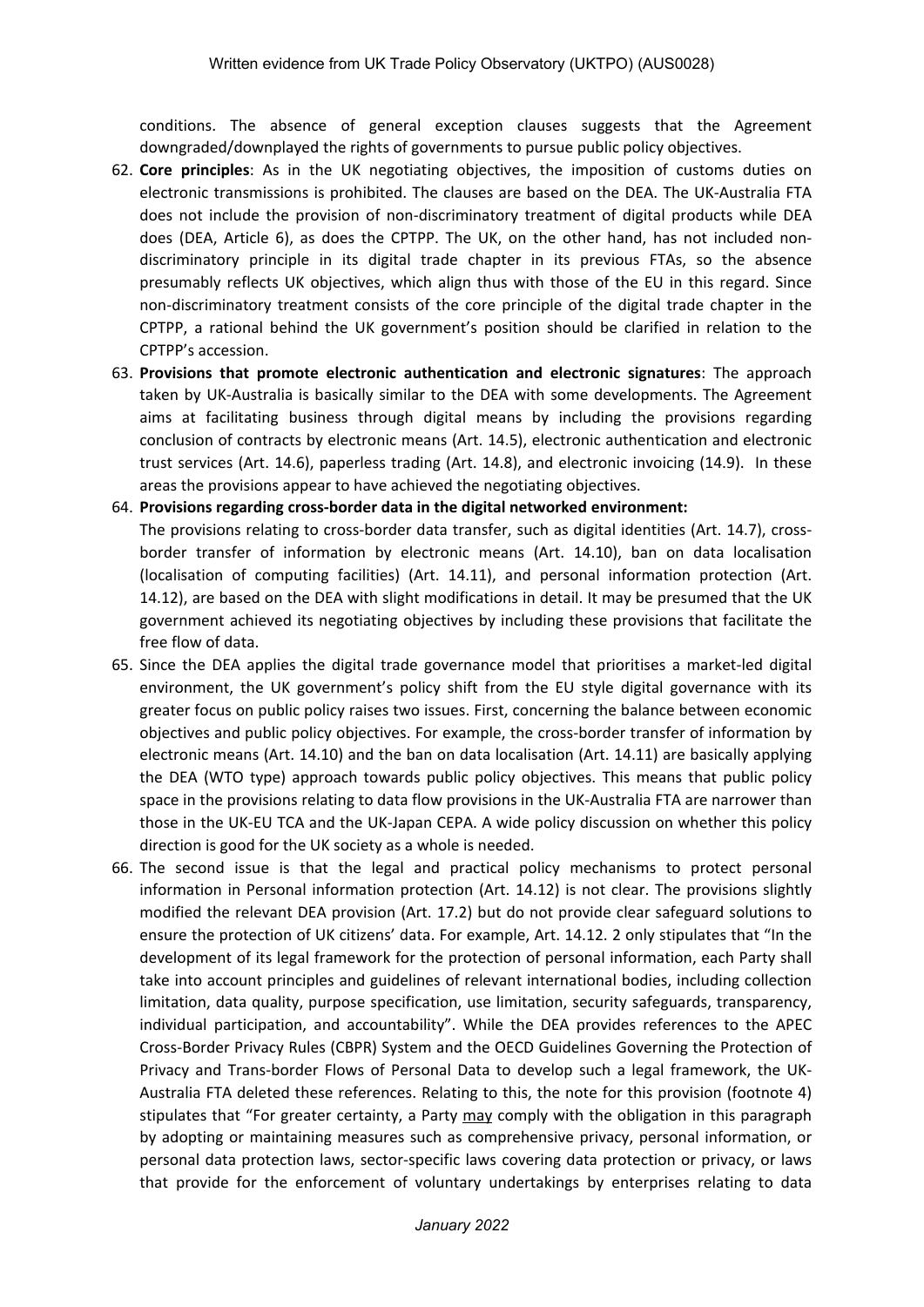conditions. The absence of general exception clauses suggests that the Agreement downgraded/downplayed the rights of governments to pursue public policy objectives.

62. **Core principles**: As in the UK negotiating objectives, the imposition of customs duties on electronic transmissions is prohibited. The clauses are based on the DEA. The UK-Australia FTA does not include the provision of non-discriminatory treatment of digital products while DEA does (DEA, Article 6), as does the CPTPP. The UK, on the other hand, has not included non-discriminatory principle in its digital trade chapter in its previous FTAs, so the absence presumably reflects UK objectives, which align thus with those of the EU in this regard. Since non-discriminatory treatment consists of the core principle of the digital trade chapter in the CPTPP, a rational behind the UK government's position should be clarified in relation to the CPTPP's accession.
63. **Provisions that promote electronic authentication and electronic signatures**: The approach taken by UK-Australia is basically similar to the DEA with some developments. The Agreement aims at facilitating business through digital means by including the provisions regarding conclusion of contracts by electronic means (Art. 14.5), electronic authentication and electronic trust services (Art. 14.6), paperless trading (Art. 14.8), and electronic invoicing (14.9). In these areas the provisions appear to have achieved the negotiating objectives.
64. **Provisions regarding cross-border data in the digital networked environment:** The provisions relating to cross-border data transfer, such as digital identities (Art. 14.7), cross-border transfer of information by electronic means (Art. 14.10), ban on data localisation (localisation of computing facilities) (Art. 14.11), and personal information protection (Art. 14.12), are based on the DEA with slight modifications in detail. It may be presumed that the UK government achieved its negotiating objectives by including these provisions that facilitate the free flow of data.
65. Since the DEA applies the digital trade governance model that prioritises a market-led digital environment, the UK government's policy shift from the EU style digital governance with its greater focus on public policy raises two issues. First, concerning the balance between economic objectives and public policy objectives. For example, the cross-border transfer of information by electronic means (Art. 14.10) and the ban on data localisation (Art. 14.11) are basically applying the DEA (WTO type) approach towards public policy objectives. This means that public policy space in the provisions relating to data flow provisions in the UK-Australia FTA are narrower than those in the UK-EU TCA and the UK-Japan CEPA. A wide policy discussion on whether this policy direction is good for the UK society as a whole is needed.
66. The second issue is that the legal and practical policy mechanisms to protect personal information in Personal information protection (Art. 14.12) is not clear. The provisions slightly modified the relevant DEA provision (Art. 17.2) but do not provide clear safeguard solutions to ensure the protection of UK citizens' data. For example, Art. 14.12. 2 only stipulates that "In the development of its legal framework for the protection of personal information, each Party shall take into account principles and guidelines of relevant international bodies, including collection limitation, data quality, purpose specification, use limitation, security safeguards, transparency, individual participation, and accountability". While the DEA provides references to the APEC Cross-Border Privacy Rules (CBPR) System and the OECD Guidelines Governing the Protection of Privacy and Trans-border Flows of Personal Data to develop such a legal framework, the UK-Australia FTA deleted these references. Relating to this, the note for this provision (footnote 4) stipulates that "For greater certainty, a Party <u>may</u> comply with the obligation in this paragraph by adopting or maintaining measures such as comprehensive privacy, personal information, or personal data protection laws, sector-specific laws covering data protection or privacy, or laws that provide for the enforcement of voluntary undertakings by enterprises relating to data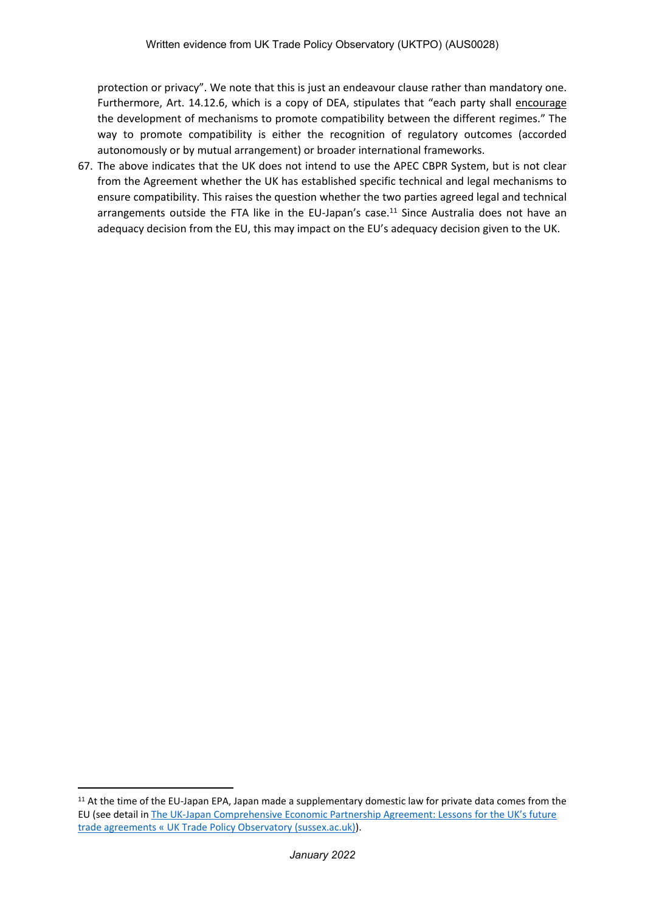protection or privacy". We note that this is just an endeavour clause rather than mandatory one. Furthermore, Art. 14.12.6, which is a copy of DEA, stipulates that "each party shall encourage the development of mechanisms to promote compatibility between the different regimes." The way to promote compatibility is either the recognition of regulatory outcomes (accorded autonomously or by mutual arrangement) or broader international frameworks.

67. The above indicates that the UK does not intend to use the APEC CBPR System, but is not clear from the Agreement whether the UK has established specific technical and legal mechanisms to ensure compatibility. This raises the question whether the two parties agreed legal and technical arrangements outside the FTA like in the EU-Japan's case.[11] Since Australia does not have an adequacy decision from the EU, this may impact on the EU's adequacy decision given to the UK.

---

[11] At the time of the EU-Japan EPA, Japan made a supplementary domestic law for private data comes from the EU (see detail in [The UK-Japan Comprehensive Economic Partnership Agreement: Lessons for the UK's future trade agreements « UK Trade Policy Observatory (sussex.ac.uk)](#)).

*January 2022*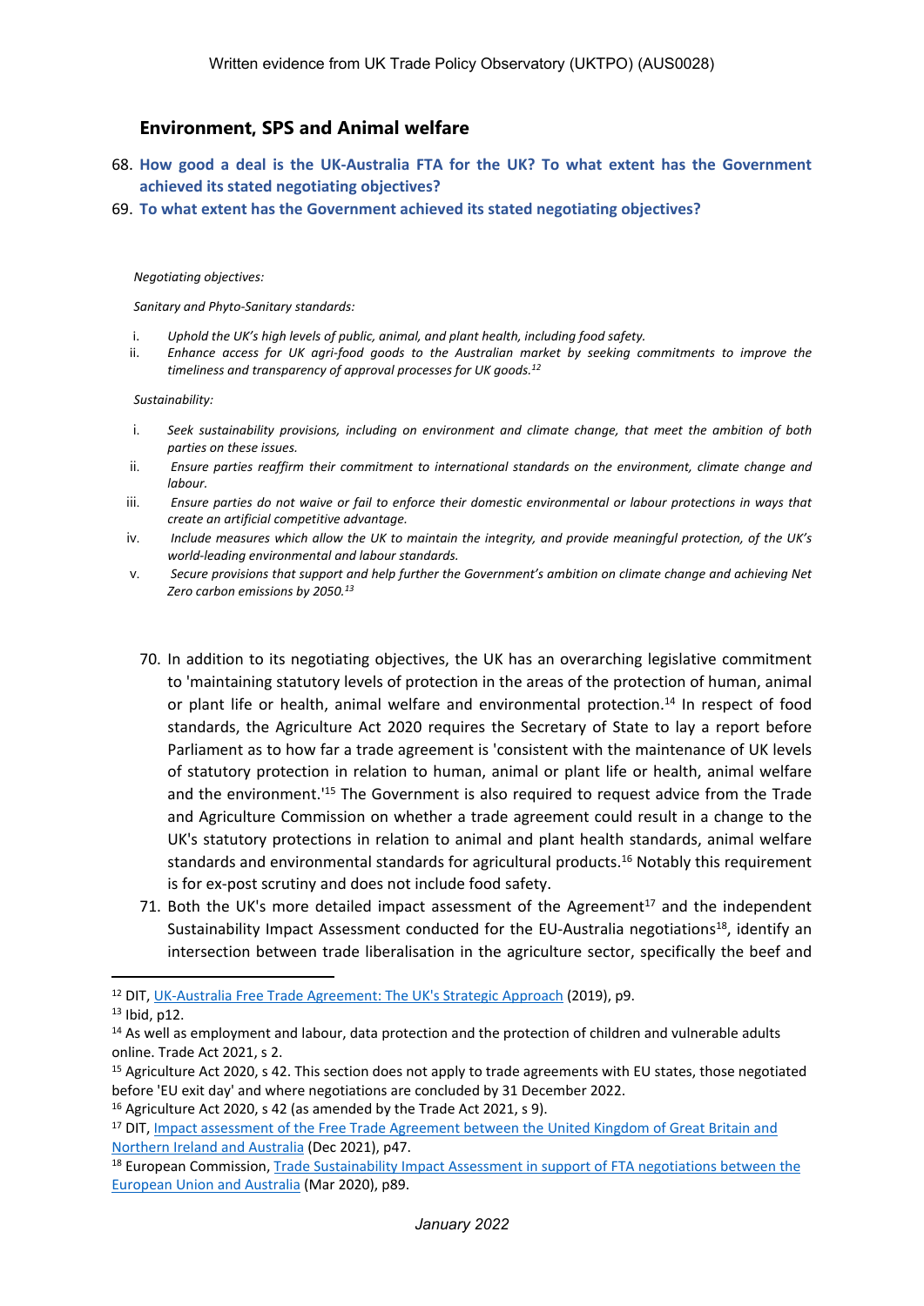## Environment, SPS and Animal welfare

68. **How good a deal is the UK-Australia FTA for the UK? To what extent has the Government achieved its stated negotiating objectives?**
69. **To what extent has the Government achieved its stated negotiating objectives?**

*Negotiating objectives:*

*Sanitary and Phyto-Sanitary standards:*

i. *Uphold the UK's high levels of public, animal, and plant health, including food safety.*
ii. *Enhance access for UK agri-food goods to the Australian market by seeking commitments to improve the timeliness and transparency of approval processes for UK goods.*[12]

*Sustainability:*

i. *Seek sustainability provisions, including on environment and climate change, that meet the ambition of both parties on these issues.*
ii. *Ensure parties reaffirm their commitment to international standards on the environment, climate change and labour.*
iii. *Ensure parties do not waive or fail to enforce their domestic environmental or labour protections in ways that create an artificial competitive advantage.*
iv. *Include measures which allow the UK to maintain the integrity, and provide meaningful protection, of the UK's world-leading environmental and labour standards.*
v. *Secure provisions that support and help further the Government's ambition on climate change and achieving Net Zero carbon emissions by 2050.*[13]

70. In addition to its negotiating objectives, the UK has an overarching legislative commitment to 'maintaining statutory levels of protection in the areas of the protection of human, animal or plant life or health, animal welfare and environmental protection.[14] In respect of food standards, the Agriculture Act 2020 requires the Secretary of State to lay a report before Parliament as to how far a trade agreement is 'consistent with the maintenance of UK levels of statutory protection in relation to human, animal or plant life or health, animal welfare and the environment.'[15] The Government is also required to request advice from the Trade and Agriculture Commission on whether a trade agreement could result in a change to the UK's statutory protections in relation to animal and plant health standards, animal welfare standards and environmental standards for agricultural products.[16] Notably this requirement is for ex-post scrutiny and does not include food safety.
71. Both the UK's more detailed impact assessment of the Agreement[17] and the independent Sustainability Impact Assessment conducted for the EU-Australia negotiations[18], identify an intersection between trade liberalisation in the agriculture sector, specifically the beef and

---

[12] DIT, UK-Australia Free Trade Agreement: The UK's Strategic Approach (2019), p9.

[13] Ibid, p12.

[14] As well as employment and labour, data protection and the protection of children and vulnerable adults online. Trade Act 2021, s 2.

[15] Agriculture Act 2020, s 42. This section does not apply to trade agreements with EU states, those negotiated before 'EU exit day' and where negotiations are concluded by 31 December 2022.

[16] Agriculture Act 2020, s 42 (as amended by the Trade Act 2021, s 9).

[17] DIT, Impact assessment of the Free Trade Agreement between the United Kingdom of Great Britain and Northern Ireland and Australia (Dec 2021), p47.

[18] European Commission, Trade Sustainability Impact Assessment in support of FTA negotiations between the European Union and Australia (Mar 2020), p89.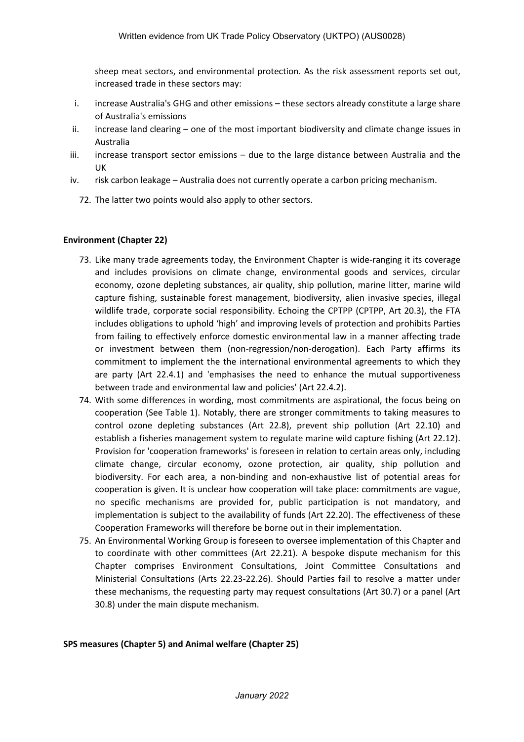sheep meat sectors, and environmental protection. As the risk assessment reports set out, increased trade in these sectors may:

i. increase Australia's GHG and other emissions – these sectors already constitute a large share of Australia's emissions
ii. increase land clearing – one of the most important biodiversity and climate change issues in Australia
iii. increase transport sector emissions – due to the large distance between Australia and the UK
iv. risk carbon leakage – Australia does not currently operate a carbon pricing mechanism.

72. The latter two points would also apply to other sectors.

**Environment (Chapter 22)**

73. Like many trade agreements today, the Environment Chapter is wide-ranging it its coverage and includes provisions on climate change, environmental goods and services, circular economy, ozone depleting substances, air quality, ship pollution, marine litter, marine wild capture fishing, sustainable forest management, biodiversity, alien invasive species, illegal wildlife trade, corporate social responsibility. Echoing the CPTPP (CPTPP, Art 20.3), the FTA includes obligations to uphold 'high' and improving levels of protection and prohibits Parties from failing to effectively enforce domestic environmental law in a manner affecting trade or investment between them (non-regression/non-derogation). Each Party affirms its commitment to implement the the international environmental agreements to which they are party (Art 22.4.1) and 'emphasises the need to enhance the mutual supportiveness between trade and environmental law and policies' (Art 22.4.2).
74. With some differences in wording, most commitments are aspirational, the focus being on cooperation (See Table 1). Notably, there are stronger commitments to taking measures to control ozone depleting substances (Art 22.8), prevent ship pollution (Art 22.10) and establish a fisheries management system to regulate marine wild capture fishing (Art 22.12). Provision for 'cooperation frameworks' is foreseen in relation to certain areas only, including climate change, circular economy, ozone protection, air quality, ship pollution and biodiversity. For each area, a non-binding and non-exhaustive list of potential areas for cooperation is given. It is unclear how cooperation will take place: commitments are vague, no specific mechanisms are provided for, public participation is not mandatory, and implementation is subject to the availability of funds (Art 22.20). The effectiveness of these Cooperation Frameworks will therefore be borne out in their implementation.
75. An Environmental Working Group is foreseen to oversee implementation of this Chapter and to coordinate with other committees (Art 22.21). A bespoke dispute mechanism for this Chapter comprises Environment Consultations, Joint Committee Consultations and Ministerial Consultations (Arts 22.23-22.26). Should Parties fail to resolve a matter under these mechanisms, the requesting party may request consultations (Art 30.7) or a panel (Art 30.8) under the main dispute mechanism.

**SPS measures (Chapter 5) and Animal welfare (Chapter 25)**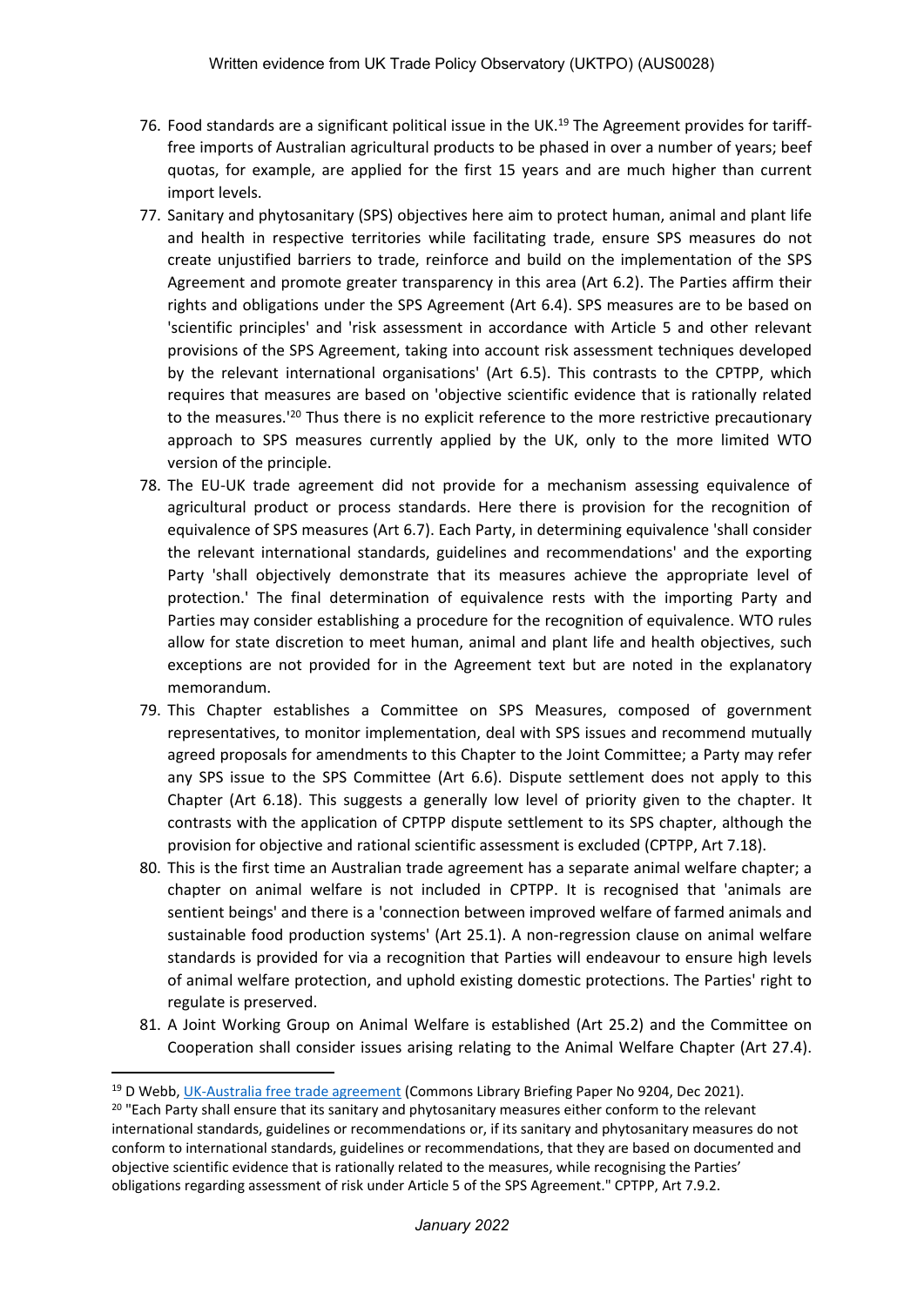76. Food standards are a significant political issue in the UK.[19] The Agreement provides for tariff-free imports of Australian agricultural products to be phased in over a number of years; beef quotas, for example, are applied for the first 15 years and are much higher than current import levels.

77. Sanitary and phytosanitary (SPS) objectives here aim to protect human, animal and plant life and health in respective territories while facilitating trade, ensure SPS measures do not create unjustified barriers to trade, reinforce and build on the implementation of the SPS Agreement and promote greater transparency in this area (Art 6.2). The Parties affirm their rights and obligations under the SPS Agreement (Art 6.4). SPS measures are to be based on 'scientific principles' and 'risk assessment in accordance with Article 5 and other relevant provisions of the SPS Agreement, taking into account risk assessment techniques developed by the relevant international organisations' (Art 6.5). This contrasts to the CPTPP, which requires that measures are based on 'objective scientific evidence that is rationally related to the measures.'[20] Thus there is no explicit reference to the more restrictive precautionary approach to SPS measures currently applied by the UK, only to the more limited WTO version of the principle.

78. The EU-UK trade agreement did not provide for a mechanism assessing equivalence of agricultural product or process standards. Here there is provision for the recognition of equivalence of SPS measures (Art 6.7). Each Party, in determining equivalence 'shall consider the relevant international standards, guidelines and recommendations' and the exporting Party 'shall objectively demonstrate that its measures achieve the appropriate level of protection.' The final determination of equivalence rests with the importing Party and Parties may consider establishing a procedure for the recognition of equivalence. WTO rules allow for state discretion to meet human, animal and plant life and health objectives, such exceptions are not provided for in the Agreement text but are noted in the explanatory memorandum.

79. This Chapter establishes a Committee on SPS Measures, composed of government representatives, to monitor implementation, deal with SPS issues and recommend mutually agreed proposals for amendments to this Chapter to the Joint Committee; a Party may refer any SPS issue to the SPS Committee (Art 6.6). Dispute settlement does not apply to this Chapter (Art 6.18). This suggests a generally low level of priority given to the chapter. It contrasts with the application of CPTPP dispute settlement to its SPS chapter, although the provision for objective and rational scientific assessment is excluded (CPTPP, Art 7.18).

80. This is the first time an Australian trade agreement has a separate animal welfare chapter; a chapter on animal welfare is not included in CPTPP. It is recognised that 'animals are sentient beings' and there is a 'connection between improved welfare of farmed animals and sustainable food production systems' (Art 25.1). A non-regression clause on animal welfare standards is provided for via a recognition that Parties will endeavour to ensure high levels of animal welfare protection, and uphold existing domestic protections. The Parties' right to regulate is preserved.

81. A Joint Working Group on Animal Welfare is established (Art 25.2) and the Committee on Cooperation shall consider issues arising relating to the Animal Welfare Chapter (Art 27.4).

---

[19] D Webb, UK-Australia free trade agreement (Commons Library Briefing Paper No 9204, Dec 2021).

[20] "Each Party shall ensure that its sanitary and phytosanitary measures either conform to the relevant international standards, guidelines or recommendations or, if its sanitary and phytosanitary measures do not conform to international standards, guidelines or recommendations, that they are based on documented and objective scientific evidence that is rationally related to the measures, while recognising the Parties' obligations regarding assessment of risk under Article 5 of the SPS Agreement." CPTPP, Art 7.9.2.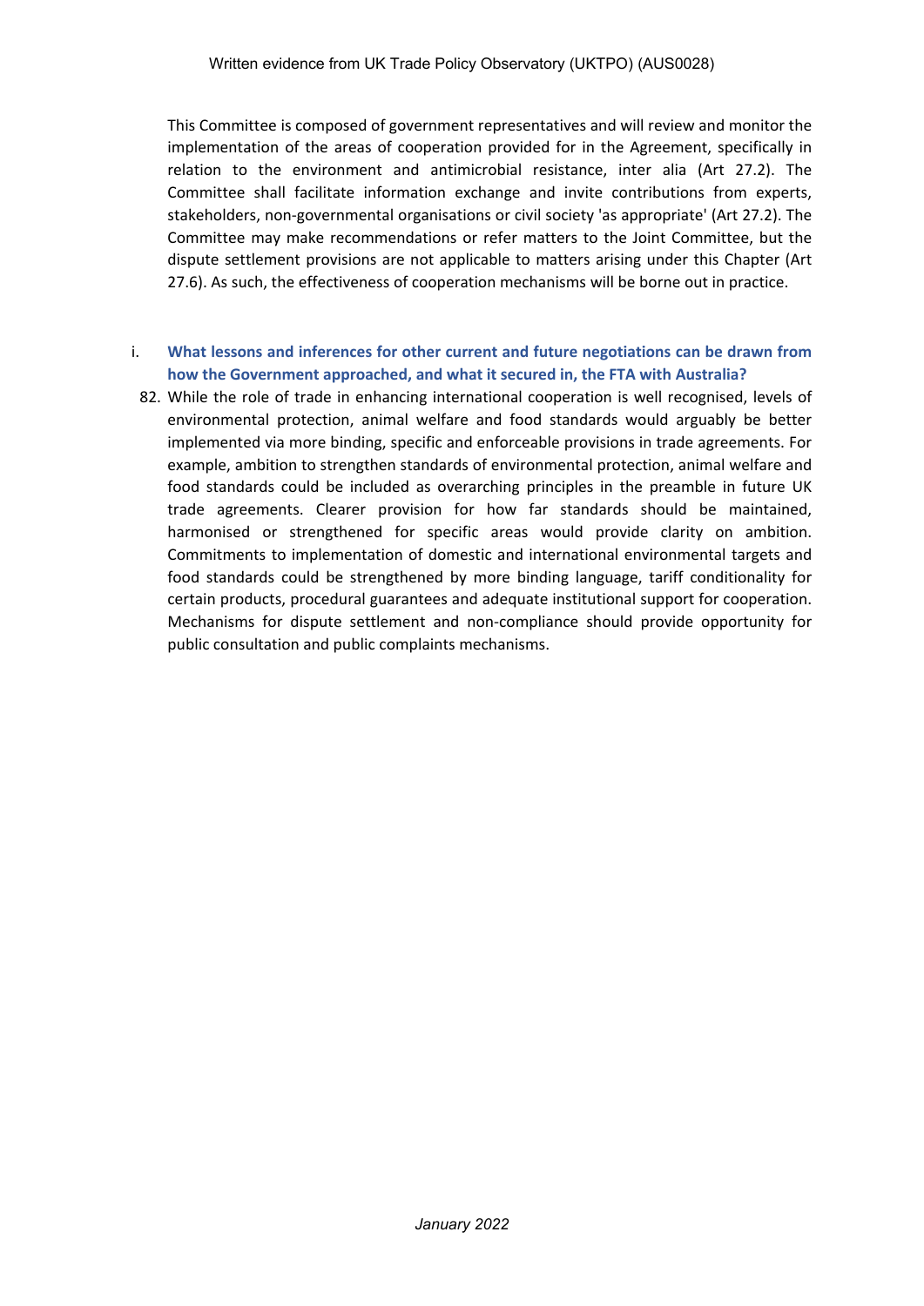This Committee is composed of government representatives and will review and monitor the implementation of the areas of cooperation provided for in the Agreement, specifically in relation to the environment and antimicrobial resistance, inter alia (Art 27.2). The Committee shall facilitate information exchange and invite contributions from experts, stakeholders, non-governmental organisations or civil society 'as appropriate' (Art 27.2). The Committee may make recommendations or refer matters to the Joint Committee, but the dispute settlement provisions are not applicable to matters arising under this Chapter (Art 27.6). As such, the effectiveness of cooperation mechanisms will be borne out in practice.

i. **What lessons and inferences for other current and future negotiations can be drawn from how the Government approached, and what it secured in, the FTA with Australia?**

82. While the role of trade in enhancing international cooperation is well recognised, levels of environmental protection, animal welfare and food standards would arguably be better implemented via more binding, specific and enforceable provisions in trade agreements. For example, ambition to strengthen standards of environmental protection, animal welfare and food standards could be included as overarching principles in the preamble in future UK trade agreements. Clearer provision for how far standards should be maintained, harmonised or strengthened for specific areas would provide clarity on ambition. Commitments to implementation of domestic and international environmental targets and food standards could be strengthened by more binding language, tariff conditionality for certain products, procedural guarantees and adequate institutional support for cooperation. Mechanisms for dispute settlement and non-compliance should provide opportunity for public consultation and public complaints mechanisms.

*January 2022*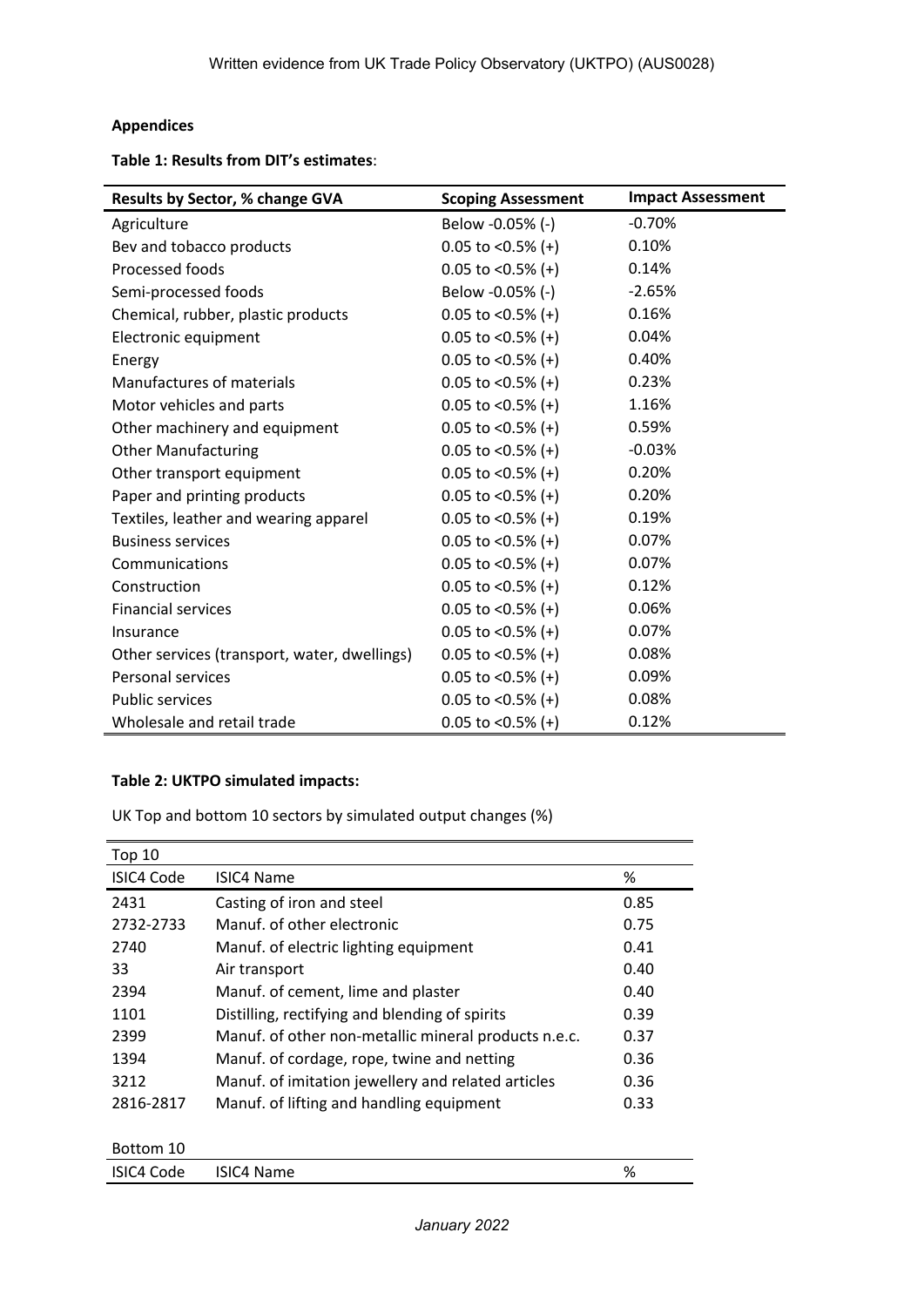## Appendices

**Table 1: Results from DIT's estimates**:

| Results by Sector, % change GVA | Scoping Assessment | Impact Assessment |
|---|---|---|
| Agriculture | Below -0.05% (-) | -0.70% |
| Bev and tobacco products | 0.05 to <0.5% (+) | 0.10% |
| Processed foods | 0.05 to <0.5% (+) | 0.14% |
| Semi-processed foods | Below -0.05% (-) | -2.65% |
| Chemical, rubber, plastic products | 0.05 to <0.5% (+) | 0.16% |
| Electronic equipment | 0.05 to <0.5% (+) | 0.04% |
| Energy | 0.05 to <0.5% (+) | 0.40% |
| Manufactures of materials | 0.05 to <0.5% (+) | 0.23% |
| Motor vehicles and parts | 0.05 to <0.5% (+) | 1.16% |
| Other machinery and equipment | 0.05 to <0.5% (+) | 0.59% |
| Other Manufacturing | 0.05 to <0.5% (+) | -0.03% |
| Other transport equipment | 0.05 to <0.5% (+) | 0.20% |
| Paper and printing products | 0.05 to <0.5% (+) | 0.20% |
| Textiles, leather and wearing apparel | 0.05 to <0.5% (+) | 0.19% |
| Business services | 0.05 to <0.5% (+) | 0.07% |
| Communications | 0.05 to <0.5% (+) | 0.07% |
| Construction | 0.05 to <0.5% (+) | 0.12% |
| Financial services | 0.05 to <0.5% (+) | 0.06% |
| Insurance | 0.05 to <0.5% (+) | 0.07% |
| Other services (transport, water, dwellings) | 0.05 to <0.5% (+) | 0.08% |
| Personal services | 0.05 to <0.5% (+) | 0.09% |
| Public services | 0.05 to <0.5% (+) | 0.08% |
| Wholesale and retail trade | 0.05 to <0.5% (+) | 0.12% |

**Table 2: UKTPO simulated impacts:**

UK Top and bottom 10 sectors by simulated output changes (%)

| Top 10 | | |
|---|---|---|
| ISIC4 Code | ISIC4 Name | % |
| 2431 | Casting of iron and steel | 0.85 |
| 2732-2733 | Manuf. of other electronic | 0.75 |
| 2740 | Manuf. of electric lighting equipment | 0.41 |
| 33 | Air transport | 0.40 |
| 2394 | Manuf. of cement, lime and plaster | 0.40 |
| 1101 | Distilling, rectifying and blending of spirits | 0.39 |
| 2399 | Manuf. of other non-metallic mineral products n.e.c. | 0.37 |
| 1394 | Manuf. of cordage, rope, twine and netting | 0.36 |
| 3212 | Manuf. of imitation jewellery and related articles | 0.36 |
| 2816-2817 | Manuf. of lifting and handling equipment | 0.33 |
| | | |
| Bottom 10 | | |
| ISIC4 Code | ISIC4 Name | % |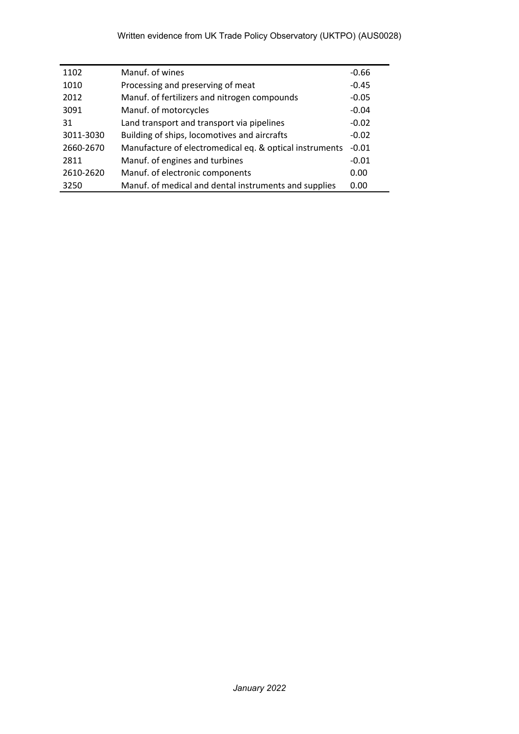| | | |
|---|---|---|
| 1102 | Manuf. of wines | -0.66 |
| 1010 | Processing and preserving of meat | -0.45 |
| 2012 | Manuf. of fertilizers and nitrogen compounds | -0.05 |
| 3091 | Manuf. of motorcycles | -0.04 |
| 31 | Land transport and transport via pipelines | -0.02 |
| 3011-3030 | Building of ships, locomotives and aircrafts | -0.02 |
| 2660-2670 | Manufacture of electromedical eq. & optical instruments | -0.01 |
| 2811 | Manuf. of engines and turbines | -0.01 |
| 2610-2620 | Manuf. of electronic components | 0.00 |
| 3250 | Manuf. of medical and dental instruments and supplies | 0.00 |

*January 2022*